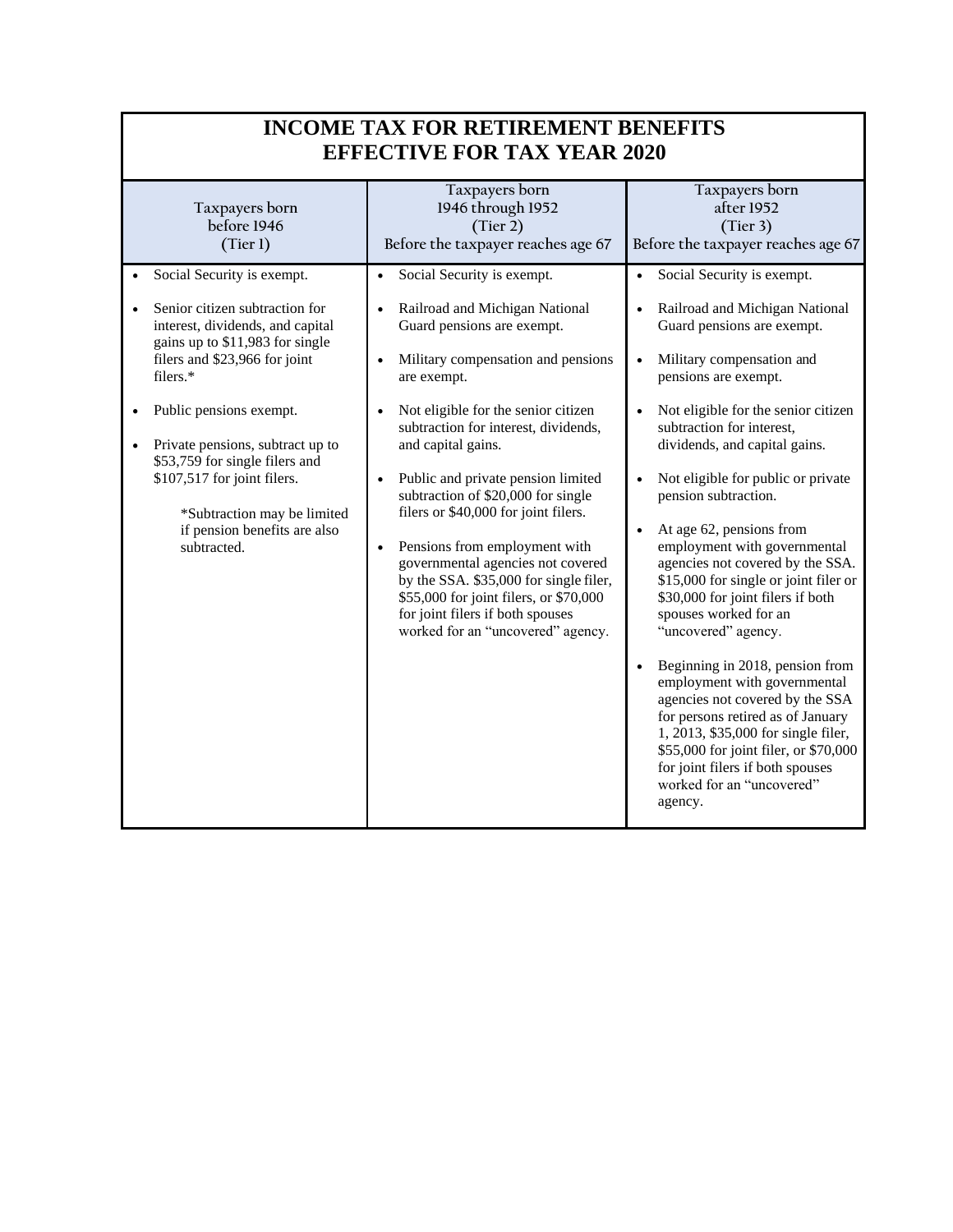# INCOME TAX FOR RETIREMENT BENEFITS EFFECTIVE FOR TAX YEAR 2020

| Taxpayers born before 1946 (Tier 1) | Taxpayers born 1946 through 1952 (Tier 2) Before the taxpayer reaches age 67 | Taxpayers born after 1952 (Tier 3) Before the taxpayer reaches age 67 |
|---|---|---|
| • Social Security is exempt.<br><br>• Senior citizen subtraction for interest, dividends, and capital gains up to \$11,983 for single filers and \$23,966 for joint filers.*<br><br>• Public pensions exempt.<br><br>• Private pensions, subtract up to \$53,759 for single filers and \$107,517 for joint filers.<br><br>*Subtraction may be limited if pension benefits are also subtracted. | • Social Security is exempt.<br><br>• Railroad and Michigan National Guard pensions are exempt.<br><br>• Military compensation and pensions are exempt.<br><br>• Not eligible for the senior citizen subtraction for interest, dividends, and capital gains.<br><br>• Public and private pension limited subtraction of \$20,000 for single filers or \$40,000 for joint filers.<br><br>• Pensions from employment with governmental agencies not covered by the SSA. \$35,000 for single filer, \$55,000 for joint filers, or \$70,000 for joint filers if both spouses worked for an "uncovered" agency. | • Social Security is exempt.<br><br>• Railroad and Michigan National Guard pensions are exempt.<br><br>• Military compensation and pensions are exempt.<br><br>• Not eligible for the senior citizen subtraction for interest, dividends, and capital gains.<br><br>• Not eligible for public or private pension subtraction.<br><br>• At age 62, pensions from employment with governmental agencies not covered by the SSA. \$15,000 for single or joint filer or \$30,000 for joint filers if both spouses worked for an "uncovered" agency.<br><br>• Beginning in 2018, pension from employment with governmental agencies not covered by the SSA for persons retired as of January 1, 2013, \$35,000 for single filer, \$55,000 for joint filer, or \$70,000 for joint filers if both spouses worked for an "uncovered" agency. |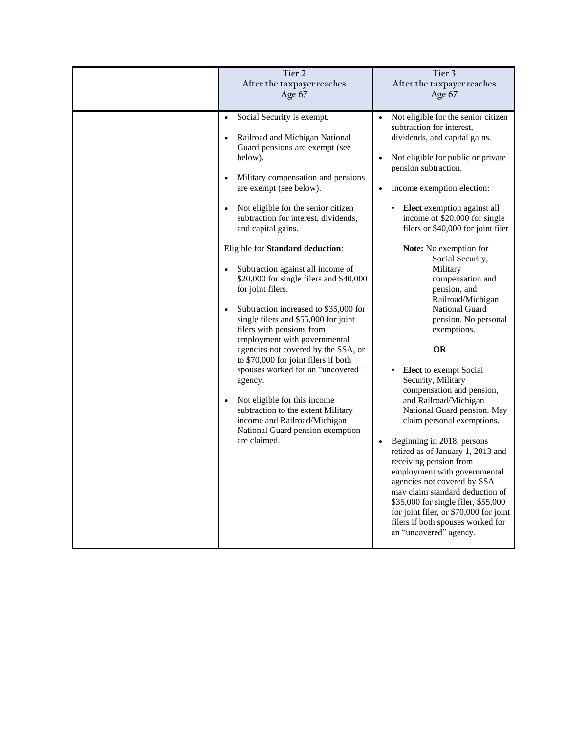| | Tier 2<br>After the taxpayer reaches<br>Age 67 | Tier 3<br>After the taxpayer reaches<br>Age 67 |
|---|---|---|
| | • Social Security is exempt.<br><br>• Railroad and Michigan National Guard pensions are exempt (see below).<br><br>• Military compensation and pensions are exempt (see below).<br><br>• Not eligible for the senior citizen subtraction for interest, dividends, and capital gains.<br><br>Eligible for **Standard deduction**:<br><br>• Subtraction against all income of \$20,000 for single filers and \$40,000 for joint filers.<br><br>• Subtraction increased to \$35,000 for single filers and \$55,000 for joint filers with pensions from employment with governmental agencies not covered by the SSA, or to \$70,000 for joint filers if both spouses worked for an "uncovered" agency.<br><br>• Not eligible for this income subtraction to the extent Military income and Railroad/Michigan National Guard pension exemption are claimed. | • Not eligible for the senior citizen subtraction for interest, dividends, and capital gains.<br><br>• Not eligible for public or private pension subtraction.<br><br>• Income exemption election:<br><br>  • **Elect** exemption against all income of \$20,000 for single filers or \$40,000 for joint filer<br><br>  **Note:** No exemption for Social Security, Military compensation and pension, and Railroad/Michigan National Guard pension. No personal exemptions.<br><br>  **OR**<br><br>  • **Elect** to exempt Social Security, Military compensation and pension, and Railroad/Michigan National Guard pension. May claim personal exemptions.<br><br>• Beginning in 2018, persons retired as of January 1, 2013 and receiving pension from employment with governmental agencies not covered by SSA may claim standard deduction of \$35,000 for single filer, \$55,000 for joint filer, or \$70,000 for joint filers if both spouses worked for an "uncovered" agency. |